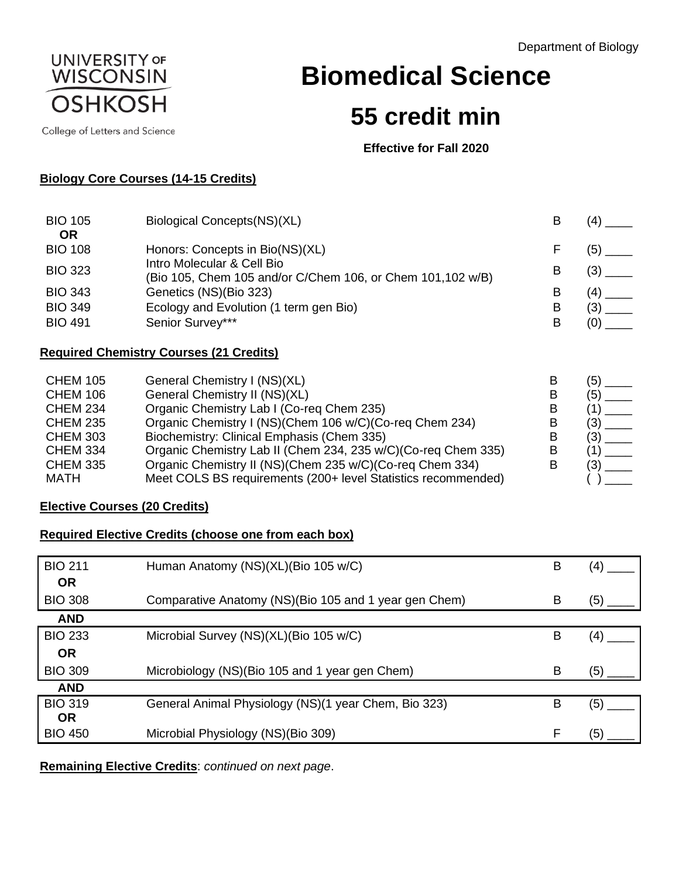Department of Biology

UNIVERSITY OF WISCONSIN OSHKOSH

College of Letters and Science

# Biomedical Science

## 55 credit min

**Effective for Fall 2020**

**Biology Core Courses (14-15 Credits)**

| | | | |
|---|---|---|---|
| BIO 105 **OR** | Biological Concepts(NS)(XL) | B | (4) ____ |
| BIO 108 | Honors: Concepts in Bio(NS)(XL) | F | (5) ____ |
| BIO 323 | Intro Molecular & Cell Bio (Bio 105, Chem 105 and/or C/Chem 106, or Chem 101,102 w/B) | B | (3) ____ |
| BIO 343 | Genetics (NS)(Bio 323) | B | (4) ____ |
| BIO 349 | Ecology and Evolution (1 term gen Bio) | B | (3) ____ |
| BIO 491 | Senior Survey*** | B | (0) ____ |

**Required Chemistry Courses (21 Credits)**

| | | | |
|---|---|---|---|
| CHEM 105 | General Chemistry I (NS)(XL) | B | (5) ____ |
| CHEM 106 | General Chemistry II (NS)(XL) | B | (5) ____ |
| CHEM 234 | Organic Chemistry Lab I (Co-req Chem 235) | B | (1) ____ |
| CHEM 235 | Organic Chemistry I (NS)(Chem 106 w/C)(Co-req Chem 234) | B | (3) ____ |
| CHEM 303 | Biochemistry: Clinical Emphasis (Chem 335) | B | (3) ____ |
| CHEM 334 | Organic Chemistry Lab II (Chem 234, 235 w/C)(Co-req Chem 335) | B | (1) ____ |
| CHEM 335 | Organic Chemistry II (NS)(Chem 235 w/C)(Co-req Chem 334) | B | (3) ____ |
| MATH | Meet COLS BS requirements (200+ level Statistics recommended) | | ( ) ____ |

**Elective Courses (20 Credits)**

**Required Elective Credits (choose one from each box)**

| | | | |
|---|---|---|---|
| BIO 211 **OR** | Human Anatomy (NS)(XL)(Bio 105 w/C) | B | (4) ____ |
| BIO 308 | Comparative Anatomy (NS)(Bio 105 and 1 year gen Chem) | B | (5) ____ |
| **AND** | | | |
| BIO 233 **OR** | Microbial Survey (NS)(XL)(Bio 105 w/C) | B | (4) ____ |
| BIO 309 | Microbiology (NS)(Bio 105 and 1 year gen Chem) | B | (5) ____ |
| **AND** | | | |
| BIO 319 **OR** | General Animal Physiology (NS)(1 year Chem, Bio 323) | B | (5) ____ |
| BIO 450 | Microbial Physiology (NS)(Bio 309) | F | (5) ____ |

**Remaining Elective Credits**: *continued on next page*.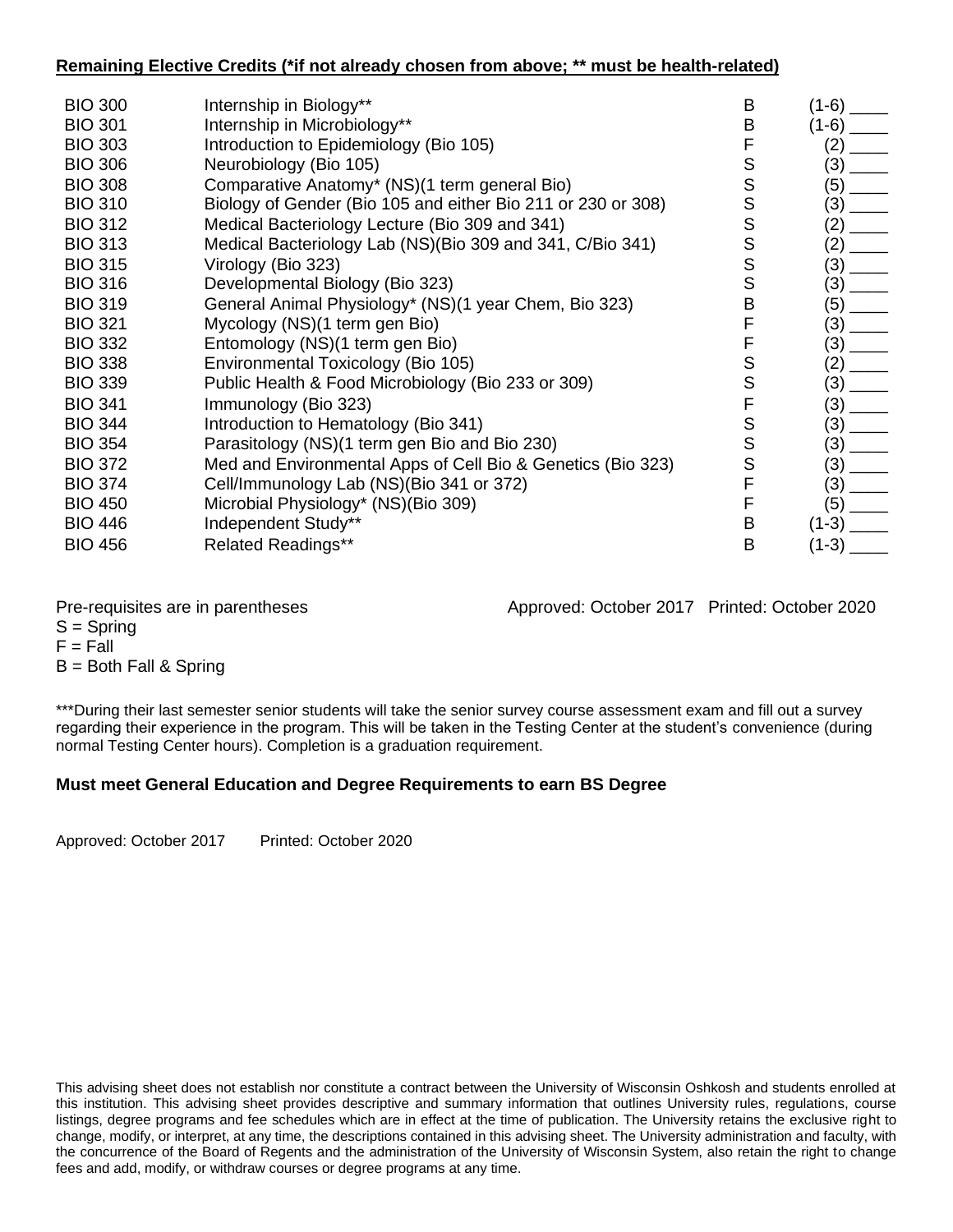**Remaining Elective Credits (*if not already chosen from above; ** must be health-related)**

| | | | |
|---|---|---|---|
| BIO 300 | Internship in Biology** | B | (1-6) ____ |
| BIO 301 | Internship in Microbiology** | B | (1-6) ____ |
| BIO 303 | Introduction to Epidemiology (Bio 105) | F | (2) ____ |
| BIO 306 | Neurobiology (Bio 105) | S | (3) ____ |
| BIO 308 | Comparative Anatomy* (NS)(1 term general Bio) | S | (5) ____ |
| BIO 310 | Biology of Gender (Bio 105 and either Bio 211 or 230 or 308) | S | (3) ____ |
| BIO 312 | Medical Bacteriology Lecture (Bio 309 and 341) | S | (2) ____ |
| BIO 313 | Medical Bacteriology Lab (NS)(Bio 309 and 341, C/Bio 341) | S | (2) ____ |
| BIO 315 | Virology (Bio 323) | S | (3) ____ |
| BIO 316 | Developmental Biology (Bio 323) | S | (3) ____ |
| BIO 319 | General Animal Physiology* (NS)(1 year Chem, Bio 323) | B | (5) ____ |
| BIO 321 | Mycology (NS)(1 term gen Bio) | F | (3) ____ |
| BIO 332 | Entomology (NS)(1 term gen Bio) | F | (3) ____ |
| BIO 338 | Environmental Toxicology (Bio 105) | S | (2) ____ |
| BIO 339 | Public Health & Food Microbiology (Bio 233 or 309) | S | (3) ____ |
| BIO 341 | Immunology (Bio 323) | F | (3) ____ |
| BIO 344 | Introduction to Hematology (Bio 341) | S | (3) ____ |
| BIO 354 | Parasitology (NS)(1 term gen Bio and Bio 230) | S | (3) ____ |
| BIO 372 | Med and Environmental Apps of Cell Bio & Genetics (Bio 323) | S | (3) ____ |
| BIO 374 | Cell/Immunology Lab (NS)(Bio 341 or 372) | F | (3) ____ |
| BIO 450 | Microbial Physiology* (NS)(Bio 309) | F | (5) ____ |
| BIO 446 | Independent Study** | B | (1-3) ____ |
| BIO 456 | Related Readings** | B | (1-3) ____ |

Pre-requisites are in parentheses
S = Spring
F = Fall
B = Both Fall & Spring

Approved: October 2017 Printed: October 2020

***During their last semester senior students will take the senior survey course assessment exam and fill out a survey regarding their experience in the program. This will be taken in the Testing Center at the student's convenience (during normal Testing Center hours). Completion is a graduation requirement.

**Must meet General Education and Degree Requirements to earn BS Degree**

Approved: October 2017 Printed: October 2020

This advising sheet does not establish nor constitute a contract between the University of Wisconsin Oshkosh and students enrolled at this institution. This advising sheet provides descriptive and summary information that outlines University rules, regulations, course listings, degree programs and fee schedules which are in effect at the time of publication. The University retains the exclusive right to change, modify, or interpret, at any time, the descriptions contained in this advising sheet. The University administration and faculty, with the concurrence of the Board of Regents and the administration of the University of Wisconsin System, also retain the right to change fees and add, modify, or withdraw courses or degree programs at any time.